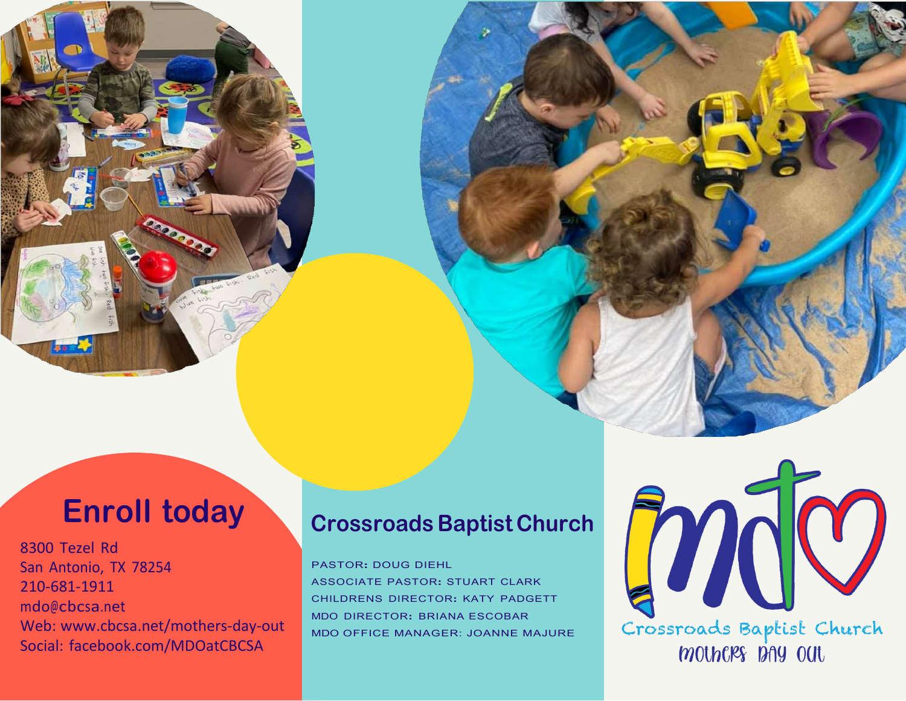# Enroll today

8300 Tezel Rd
San Antonio, TX 78254
210-681-1911
mdo@cbcsa.net
Web: www.cbcsa.net/mothers-day-out
Social: facebook.com/MDOatCBCSA

## Crossroads Baptist Church

PASTOR: DOUG DIEHL
ASSOCIATE PASTOR: STUART CLARK
CHILDRENS DIRECTOR: KATY PADGETT
MDO DIRECTOR: BRIANA ESCOBAR
MDO OFFICE MANAGER: JOANNE MAJURE

mdo
Crossroads Baptist Church
mothers day out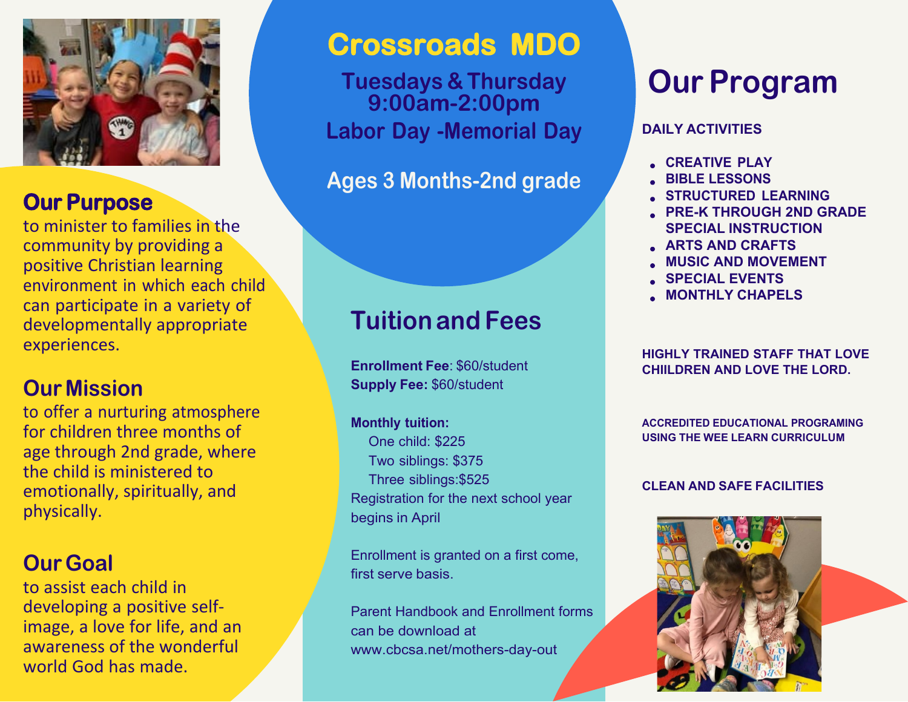# Crossroads MDO

**Tuesdays & Thursday**
**9:00am-2:00pm**
**Labor Day -Memorial Day**

**Ages 3 Months-2nd grade**

## Our Purpose

to minister to families in the community by providing a positive Christian learning environment in which each child can participate in a variety of developmentally appropriate experiences.

## Our Mission

to offer a nurturing atmosphere for children three months of age through 2nd grade, where the child is ministered to emotionally, spiritually, and physically.

## Our Goal

to assist each child in developing a positive self-image, a love for life, and an awareness of the wonderful world God has made.

## Tuition and Fees

**Enrollment Fee**: $60/student
**Supply Fee:** $60/student

**Monthly tuition:**
One child: $225
Two siblings: $375
Three siblings:$525

Registration for the next school year begins in April

Enrollment is granted on a first come, first serve basis.

Parent Handbook and Enrollment forms can be download at www.cbcsa.net/mothers-day-out

## Our Program

**DAILY ACTIVITIES**

- CREATIVE PLAY
- BIBLE LESSONS
- STRUCTURED LEARNING
- PRE-K THROUGH 2ND GRADE SPECIAL INSTRUCTION
- ARTS AND CRAFTS
- MUSIC AND MOVEMENT
- SPECIAL EVENTS
- MONTHLY CHAPELS

**HIGHLY TRAINED STAFF THAT LOVE CHIILDREN AND LOVE THE LORD.**

**ACCREDITED EDUCATIONAL PROGRAMING USING THE WEE LEARN CURRICULUM**

**CLEAN AND SAFE FACILITIES**